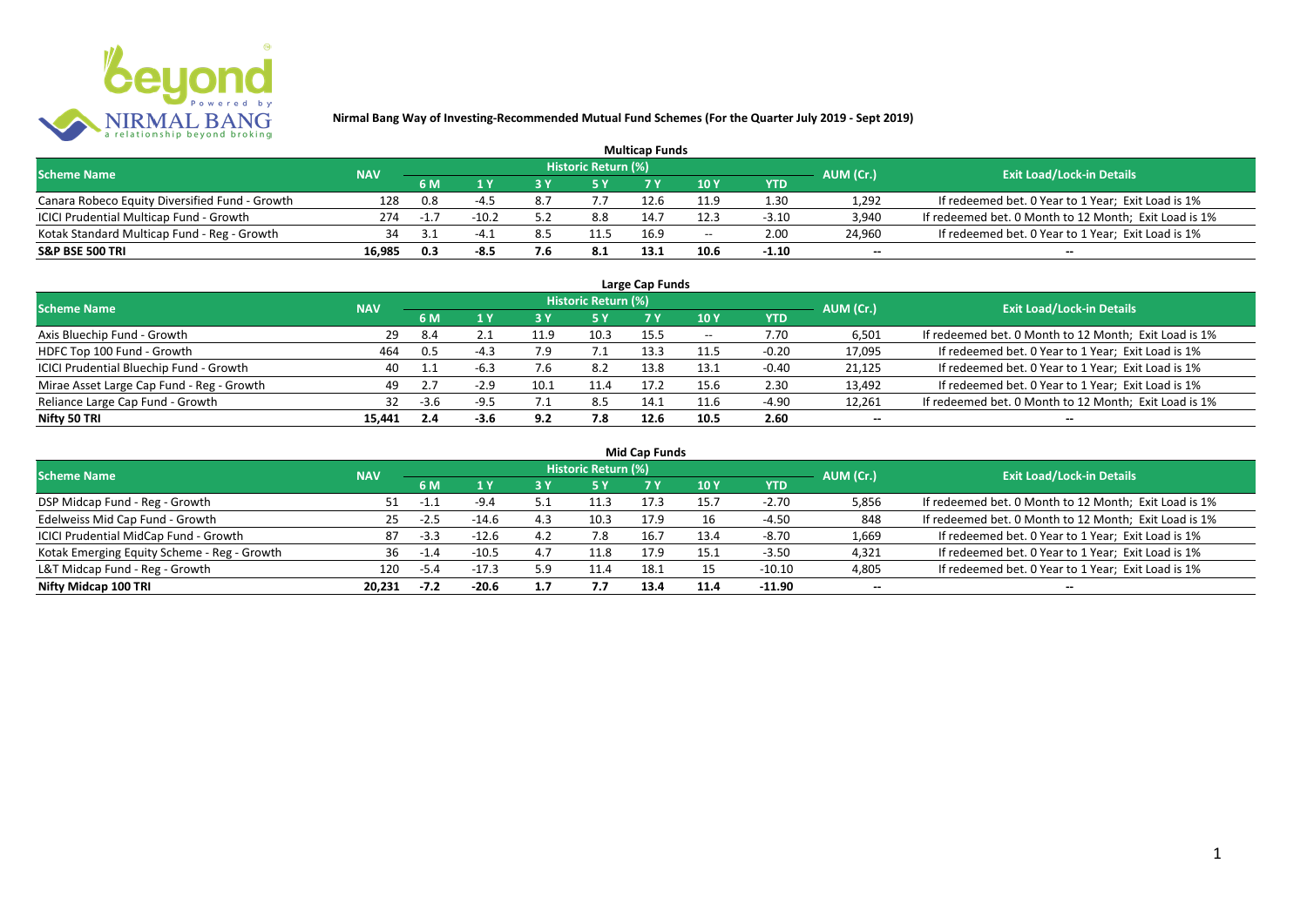# Nirmal Bang Way of Investing-Recommended Mutual Fund Schemes (For the Quarter July 2019 - Sept 2019)

## Multicap Funds

| Scheme Name | NAV | Historic Return (%) | | | | | | | AUM (Cr.) | Exit Load/Lock-in Details |
|---|---|---|---|---|---|---|---|---|---|---|
| | | 6 M | 1 Y | 3 Y | 5 Y | 7 Y | 10 Y | YTD | | |
| Canara Robeco Equity Diversified Fund - Growth | 128 | 0.8 | -4.5 | 8.7 | 7.7 | 12.6 | 11.9 | 1.30 | 1,292 | If redeemed bet. 0 Year to 1 Year; Exit Load is 1% |
| ICICI Prudential Multicap Fund - Growth | 274 | -1.7 | -10.2 | 5.2 | 8.8 | 14.7 | 12.3 | -3.10 | 3,940 | If redeemed bet. 0 Month to 12 Month; Exit Load is 1% |
| Kotak Standard Multicap Fund - Reg - Growth | 34 | 3.1 | -4.1 | 8.5 | 11.5 | 16.9 | -- | 2.00 | 24,960 | If redeemed bet. 0 Year to 1 Year; Exit Load is 1% |
| **S&P BSE 500 TRI** | **16,985** | **0.3** | **-8.5** | **7.6** | **8.1** | **13.1** | **10.6** | **-1.10** | **--** | **--** |

## Large Cap Funds

| Scheme Name | NAV | Historic Return (%) | | | | | | | AUM (Cr.) | Exit Load/Lock-in Details |
|---|---|---|---|---|---|---|---|---|---|---|
| | | 6 M | 1 Y | 3 Y | 5 Y | 7 Y | 10 Y | YTD | | |
| Axis Bluechip Fund - Growth | 29 | 8.4 | 2.1 | 11.9 | 10.3 | 15.5 | -- | 7.70 | 6,501 | If redeemed bet. 0 Month to 12 Month; Exit Load is 1% |
| HDFC Top 100 Fund - Growth | 464 | 0.5 | -4.3 | 7.9 | 7.1 | 13.3 | 11.5 | -0.20 | 17,095 | If redeemed bet. 0 Year to 1 Year; Exit Load is 1% |
| ICICI Prudential Bluechip Fund - Growth | 40 | 1.1 | -6.3 | 7.6 | 8.2 | 13.8 | 13.1 | -0.40 | 21,125 | If redeemed bet. 0 Year to 1 Year; Exit Load is 1% |
| Mirae Asset Large Cap Fund - Reg - Growth | 49 | 2.7 | -2.9 | 10.1 | 11.4 | 17.2 | 15.6 | 2.30 | 13,492 | If redeemed bet. 0 Year to 1 Year; Exit Load is 1% |
| Reliance Large Cap Fund - Growth | 32 | -3.6 | -9.5 | 7.1 | 8.5 | 14.1 | 11.6 | -4.90 | 12,261 | If redeemed bet. 0 Month to 12 Month; Exit Load is 1% |
| **Nifty 50 TRI** | **15,441** | **2.4** | **-3.6** | **9.2** | **7.8** | **12.6** | **10.5** | **2.60** | **--** | **--** |

## Mid Cap Funds

| Scheme Name | NAV | Historic Return (%) | | | | | | | AUM (Cr.) | Exit Load/Lock-in Details |
|---|---|---|---|---|---|---|---|---|---|---|
| | | 6 M | 1 Y | 3 Y | 5 Y | 7 Y | 10 Y | YTD | | |
| DSP Midcap Fund - Reg - Growth | 51 | -1.1 | -9.4 | 5.1 | 11.3 | 17.3 | 15.7 | -2.70 | 5,856 | If redeemed bet. 0 Month to 12 Month; Exit Load is 1% |
| Edelweiss Mid Cap Fund - Growth | 25 | -2.5 | -14.6 | 4.3 | 10.3 | 17.9 | 16 | -4.50 | 848 | If redeemed bet. 0 Month to 12 Month; Exit Load is 1% |
| ICICI Prudential MidCap Fund - Growth | 87 | -3.3 | -12.6 | 4.2 | 7.8 | 16.7 | 13.4 | -8.70 | 1,669 | If redeemed bet. 0 Year to 1 Year; Exit Load is 1% |
| Kotak Emerging Equity Scheme - Reg - Growth | 36 | -1.4 | -10.5 | 4.7 | 11.8 | 17.9 | 15.1 | -3.50 | 4,321 | If redeemed bet. 0 Year to 1 Year; Exit Load is 1% |
| L&T Midcap Fund - Reg - Growth | 120 | -5.4 | -17.3 | 5.9 | 11.4 | 18.1 | 15 | -10.10 | 4,805 | If redeemed bet. 0 Year to 1 Year; Exit Load is 1% |
| **Nifty Midcap 100 TRI** | **20,231** | **-7.2** | **-20.6** | **1.7** | **7.7** | **13.4** | **11.4** | **-11.90** | **--** | **--** |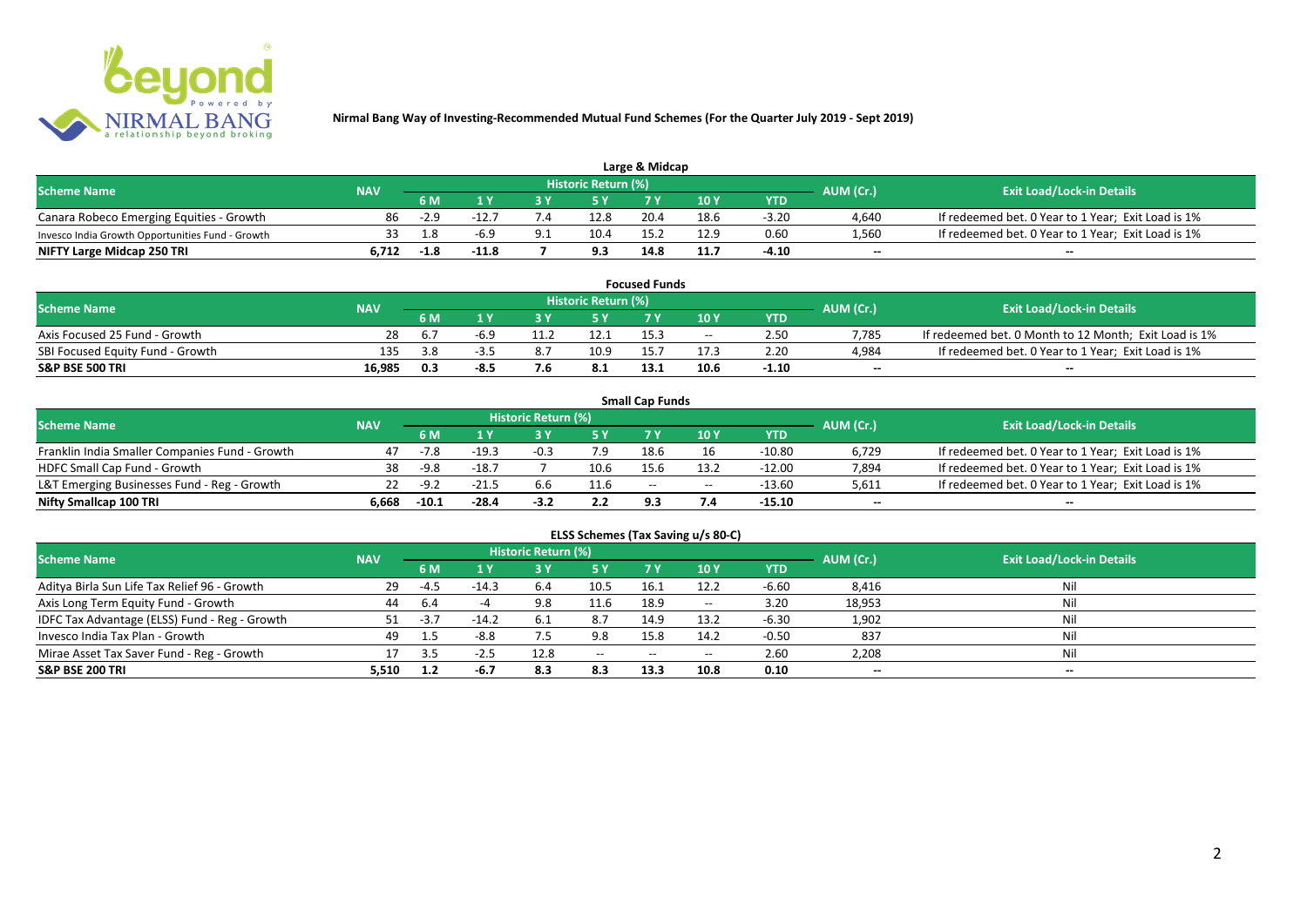## Nirmal Bang Way of Investing-Recommended Mutual Fund Schemes (For the Quarter July 2019 - Sept 2019)

### Large & Midcap

| Scheme Name | NAV | Historic Return (%) | | | | | | | AUM (Cr.) | Exit Load/Lock-in Details |
|---|---|---|---|---|---|---|---|---|---|---|
| | | 6 M | 1 Y | 3 Y | 5 Y | 7 Y | 10 Y | YTD | | |
| Canara Robeco Emerging Equities - Growth | 86 | -2.9 | -12.7 | 7.4 | 12.8 | 20.4 | 18.6 | -3.20 | 4,640 | If redeemed bet. 0 Year to 1 Year; Exit Load is 1% |
| Invesco India Growth Opportunities Fund - Growth | 33 | 1.8 | -6.9 | 9.1 | 10.4 | 15.2 | 12.9 | 0.60 | 1,560 | If redeemed bet. 0 Year to 1 Year; Exit Load is 1% |
| **NIFTY Large Midcap 250 TRI** | **6,712** | **-1.8** | **-11.8** | **7** | **9.3** | **14.8** | **11.7** | **-4.10** | **--** | **--** |

### Focused Funds

| Scheme Name | NAV | Historic Return (%) | | | | | | | AUM (Cr.) | Exit Load/Lock-in Details |
|---|---|---|---|---|---|---|---|---|---|---|
| | | 6 M | 1 Y | 3 Y | 5 Y | 7 Y | 10 Y | YTD | | |
| Axis Focused 25 Fund - Growth | 28 | 6.7 | -6.9 | 11.2 | 12.1 | 15.3 | -- | 2.50 | 7,785 | If redeemed bet. 0 Month to 12 Month; Exit Load is 1% |
| SBI Focused Equity Fund - Growth | 135 | 3.8 | -3.5 | 8.7 | 10.9 | 15.7 | 17.3 | 2.20 | 4,984 | If redeemed bet. 0 Year to 1 Year; Exit Load is 1% |
| **S&P BSE 500 TRI** | **16,985** | **0.3** | **-8.5** | **7.6** | **8.1** | **13.1** | **10.6** | **-1.10** | **--** | **--** |

### Small Cap Funds

| Scheme Name | NAV | Historic Return (%) | | | | | | | AUM (Cr.) | Exit Load/Lock-in Details |
|---|---|---|---|---|---|---|---|---|---|---|
| | | 6 M | 1 Y | 3 Y | 5 Y | 7 Y | 10 Y | YTD | | |
| Franklin India Smaller Companies Fund - Growth | 47 | -7.8 | -19.3 | -0.3 | 7.9 | 18.6 | 16 | -10.80 | 6,729 | If redeemed bet. 0 Year to 1 Year; Exit Load is 1% |
| HDFC Small Cap Fund - Growth | 38 | -9.8 | -18.7 | 7 | 10.6 | 15.6 | 13.2 | -12.00 | 7,894 | If redeemed bet. 0 Year to 1 Year; Exit Load is 1% |
| L&T Emerging Businesses Fund - Reg - Growth | 22 | -9.2 | -21.5 | 6.6 | 11.6 | -- | -- | -13.60 | 5,611 | If redeemed bet. 0 Year to 1 Year; Exit Load is 1% |
| **Nifty Smallcap 100 TRI** | **6,668** | **-10.1** | **-28.4** | **-3.2** | **2.2** | **9.3** | **7.4** | **-15.10** | **--** | **--** |

### ELSS Schemes (Tax Saving u/s 80-C)

| Scheme Name | NAV | Historic Return (%) | | | | | | | AUM (Cr.) | Exit Load/Lock-in Details |
|---|---|---|---|---|---|---|---|---|---|---|
| | | 6 M | 1 Y | 3 Y | 5 Y | 7 Y | 10 Y | YTD | | |
| Aditya Birla Sun Life Tax Relief 96 - Growth | 29 | -4.5 | -14.3 | 6.4 | 10.5 | 16.1 | 12.2 | -6.60 | 8,416 | Nil |
| Axis Long Term Equity Fund - Growth | 44 | 6.4 | -4 | 9.8 | 11.6 | 18.9 | -- | 3.20 | 18,953 | Nil |
| IDFC Tax Advantage (ELSS) Fund - Reg - Growth | 51 | -3.7 | -14.2 | 6.1 | 8.7 | 14.9 | 13.2 | -6.30 | 1,902 | Nil |
| Invesco India Tax Plan - Growth | 49 | 1.5 | -8.8 | 7.5 | 9.8 | 15.8 | 14.2 | -0.50 | 837 | Nil |
| Mirae Asset Tax Saver Fund - Reg - Growth | 17 | 3.5 | -2.5 | 12.8 | -- | -- | -- | 2.60 | 2,208 | Nil |
| **S&P BSE 200 TRI** | **5,510** | **1.2** | **-6.7** | **8.3** | **8.3** | **13.3** | **10.8** | **0.10** | **--** | **--** |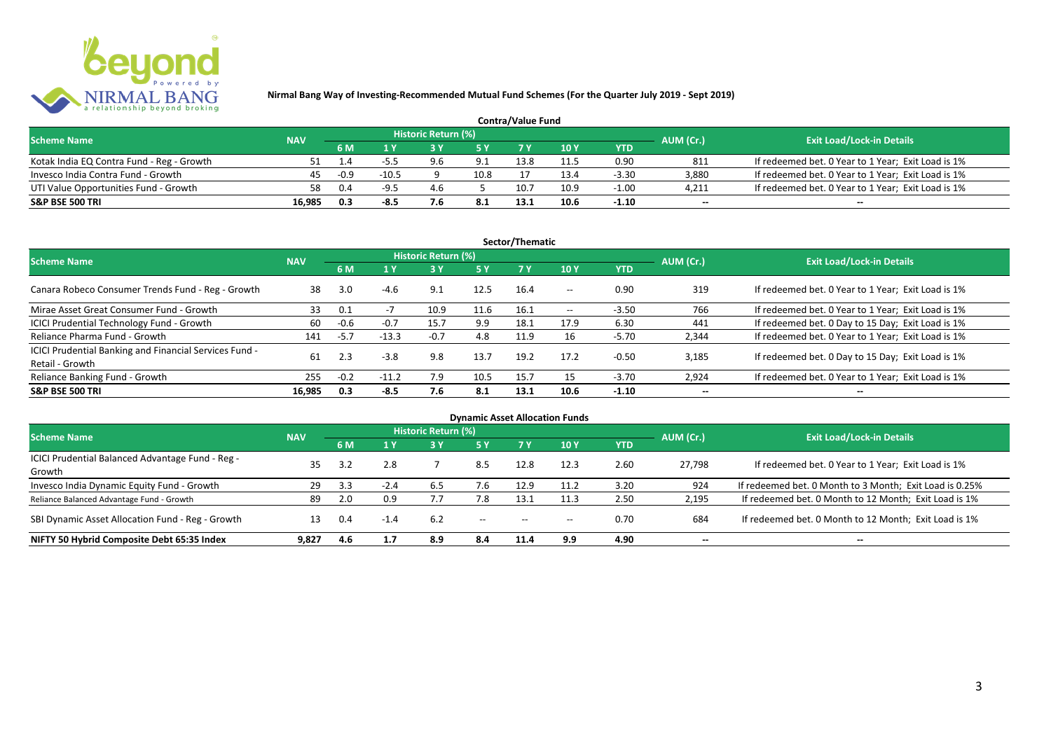**Nirmal Bang Way of Investing-Recommended Mutual Fund Schemes (For the Quarter July 2019 - Sept 2019)**

## Contra/Value Fund

| Scheme Name | NAV | Historic Return (%) | | | | | | | AUM (Cr.) | Exit Load/Lock-in Details |
|---|---|---|---|---|---|---|---|---|---|---|
| | | 6 M | 1 Y | 3 Y | 5 Y | 7 Y | 10 Y | YTD | | |
| Kotak India EQ Contra Fund - Reg - Growth | 51 | 1.4 | -5.5 | 9.6 | 9.1 | 13.8 | 11.5 | 0.90 | 811 | If redeemed bet. 0 Year to 1 Year; Exit Load is 1% |
| Invesco India Contra Fund - Growth | 45 | -0.9 | -10.5 | 9 | 10.8 | 17 | 13.4 | -3.30 | 3,880 | If redeemed bet. 0 Year to 1 Year; Exit Load is 1% |
| UTI Value Opportunities Fund - Growth | 58 | 0.4 | -9.5 | 4.6 | 5 | 10.7 | 10.9 | -1.00 | 4,211 | If redeemed bet. 0 Year to 1 Year; Exit Load is 1% |
| **S&P BSE 500 TRI** | **16,985** | **0.3** | **-8.5** | **7.6** | **8.1** | **13.1** | **10.6** | **-1.10** | -- | -- |

## Sector/Thematic

| Scheme Name | NAV | Historic Return (%) | | | | | | | AUM (Cr.) | Exit Load/Lock-in Details |
|---|---|---|---|---|---|---|---|---|---|---|
| | | 6 M | 1 Y | 3 Y | 5 Y | 7 Y | 10 Y | YTD | | |
| Canara Robeco Consumer Trends Fund - Reg - Growth | 38 | 3.0 | -4.6 | 9.1 | 12.5 | 16.4 | -- | 0.90 | 319 | If redeemed bet. 0 Year to 1 Year; Exit Load is 1% |
| Mirae Asset Great Consumer Fund - Growth | 33 | 0.1 | -7 | 10.9 | 11.6 | 16.1 | -- | -3.50 | 766 | If redeemed bet. 0 Year to 1 Year; Exit Load is 1% |
| ICICI Prudential Technology Fund - Growth | 60 | -0.6 | -0.7 | 15.7 | 9.9 | 18.1 | 17.9 | 6.30 | 441 | If redeemed bet. 0 Day to 15 Day; Exit Load is 1% |
| Reliance Pharma Fund - Growth | 141 | -5.7 | -13.3 | -0.7 | 4.8 | 11.9 | 16 | -5.70 | 2,344 | If redeemed bet. 0 Year to 1 Year; Exit Load is 1% |
| ICICI Prudential Banking and Financial Services Fund - Retail - Growth | 61 | 2.3 | -3.8 | 9.8 | 13.7 | 19.2 | 17.2 | -0.50 | 3,185 | If redeemed bet. 0 Day to 15 Day; Exit Load is 1% |
| Reliance Banking Fund - Growth | 255 | -0.2 | -11.2 | 7.9 | 10.5 | 15.7 | 15 | -3.70 | 2,924 | If redeemed bet. 0 Year to 1 Year; Exit Load is 1% |
| **S&P BSE 500 TRI** | **16,985** | **0.3** | **-8.5** | **7.6** | **8.1** | **13.1** | **10.6** | **-1.10** | -- | -- |

## Dynamic Asset Allocation Funds

| Scheme Name | NAV | Historic Return (%) | | | | | | | AUM (Cr.) | Exit Load/Lock-in Details |
|---|---|---|---|---|---|---|---|---|---|---|
| | | 6 M | 1 Y | 3 Y | 5 Y | 7 Y | 10 Y | YTD | | |
| ICICI Prudential Balanced Advantage Fund - Reg - Growth | 35 | 3.2 | 2.8 | 7 | 8.5 | 12.8 | 12.3 | 2.60 | 27,798 | If redeemed bet. 0 Year to 1 Year; Exit Load is 1% |
| Invesco India Dynamic Equity Fund - Growth | 29 | 3.3 | -2.4 | 6.5 | 7.6 | 12.9 | 11.2 | 3.20 | 924 | If redeemed bet. 0 Month to 3 Month; Exit Load is 0.25% |
| Reliance Balanced Advantage Fund - Growth | 89 | 2.0 | 0.9 | 7.7 | 7.8 | 13.1 | 11.3 | 2.50 | 2,195 | If redeemed bet. 0 Month to 12 Month; Exit Load is 1% |
| SBI Dynamic Asset Allocation Fund - Reg - Growth | 13 | 0.4 | -1.4 | 6.2 | -- | -- | -- | 0.70 | 684 | If redeemed bet. 0 Month to 12 Month; Exit Load is 1% |
| **NIFTY 50 Hybrid Composite Debt 65:35 Index** | **9,827** | **4.6** | **1.7** | **8.9** | **8.4** | **11.4** | **9.9** | **4.90** | -- | -- |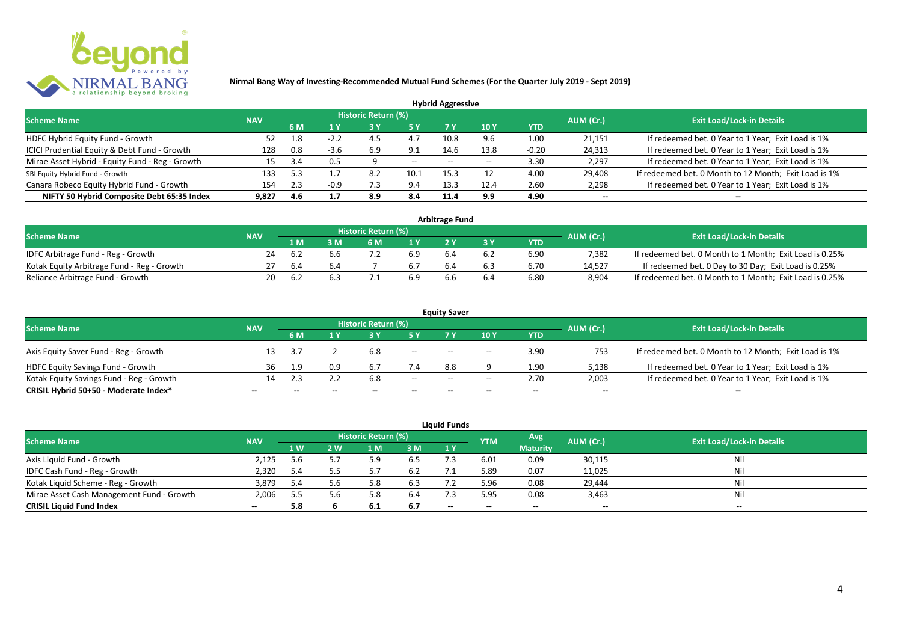**Nirmal Bang Way of Investing-Recommended Mutual Fund Schemes (For the Quarter July 2019 - Sept 2019)**

## Hybrid Aggressive

| Scheme Name | NAV | Historic Return (%) | | | | | | | AUM (Cr.) | Exit Load/Lock-in Details |
|---|---|---|---|---|---|---|---|---|---|---|
| | | 6 M | 1 Y | 3 Y | 5 Y | 7 Y | 10 Y | YTD | | |
| HDFC Hybrid Equity Fund - Growth | 52 | 1.8 | -2.2 | 4.5 | 4.7 | 10.8 | 9.6 | 1.00 | 21,151 | If redeemed bet. 0 Year to 1 Year; Exit Load is 1% |
| ICICI Prudential Equity & Debt Fund - Growth | 128 | 0.8 | -3.6 | 6.9 | 9.1 | 14.6 | 13.8 | -0.20 | 24,313 | If redeemed bet. 0 Year to 1 Year; Exit Load is 1% |
| Mirae Asset Hybrid - Equity Fund - Reg - Growth | 15 | 3.4 | 0.5 | 9 | -- | -- | -- | 3.30 | 2,297 | If redeemed bet. 0 Year to 1 Year; Exit Load is 1% |
| SBI Equity Hybrid Fund - Growth | 133 | 5.3 | 1.7 | 8.2 | 10.1 | 15.3 | 12 | 4.00 | 29,408 | If redeemed bet. 0 Month to 12 Month; Exit Load is 1% |
| Canara Robeco Equity Hybrid Fund - Growth | 154 | 2.3 | -0.9 | 7.3 | 9.4 | 13.3 | 12.4 | 2.60 | 2,298 | If redeemed bet. 0 Year to 1 Year; Exit Load is 1% |
| **NIFTY 50 Hybrid Composite Debt 65:35 Index** | **9,827** | **4.6** | **1.7** | **8.9** | **8.4** | **11.4** | **9.9** | **4.90** | **--** | **--** |

## Arbitrage Fund

| Scheme Name | NAV | Historic Return (%) | | | | | | | AUM (Cr.) | Exit Load/Lock-in Details |
|---|---|---|---|---|---|---|---|---|---|---|
| | | 1 M | 3 M | 6 M | 1 Y | 2 Y | 3 Y | YTD | | |
| IDFC Arbitrage Fund - Reg - Growth | 24 | 6.2 | 6.6 | 7.2 | 6.9 | 6.4 | 6.2 | 6.90 | 7,382 | If redeemed bet. 0 Month to 1 Month; Exit Load is 0.25% |
| Kotak Equity Arbitrage Fund - Reg - Growth | 27 | 6.4 | 6.4 | 7 | 6.7 | 6.4 | 6.3 | 6.70 | 14,527 | If redeemed bet. 0 Day to 30 Day; Exit Load is 0.25% |
| Reliance Arbitrage Fund - Growth | 20 | 6.2 | 6.3 | 7.1 | 6.9 | 6.6 | 6.4 | 6.80 | 8,904 | If redeemed bet. 0 Month to 1 Month; Exit Load is 0.25% |

## Equity Saver

| Scheme Name | NAV | Historic Return (%) | | | | | | | AUM (Cr.) | Exit Load/Lock-in Details |
|---|---|---|---|---|---|---|---|---|---|---|
| | | 6 M | 1 Y | 3 Y | 5 Y | 7 Y | 10 Y | YTD | | |
| Axis Equity Saver Fund - Reg - Growth | 13 | 3.7 | 2 | 6.8 | -- | -- | -- | 3.90 | 753 | If redeemed bet. 0 Month to 12 Month; Exit Load is 1% |
| HDFC Equity Savings Fund - Growth | 36 | 1.9 | 0.9 | 6.7 | 7.4 | 8.8 | 9 | 1.90 | 5,138 | If redeemed bet. 0 Year to 1 Year; Exit Load is 1% |
| Kotak Equity Savings Fund - Reg - Growth | 14 | 2.3 | 2.2 | 6.8 | -- | -- | -- | 2.70 | 2,003 | If redeemed bet. 0 Year to 1 Year; Exit Load is 1% |
| **CRISIL Hybrid 50+50 - Moderate Index*** | **--** | **--** | **--** | **--** | **--** | **--** | **--** | **--** | **--** | **--** |

## Liquid Funds

| Scheme Name | NAV | Historic Return (%) | | | | | YTM | Avg Maturity | AUM (Cr.) | Exit Load/Lock-in Details |
|---|---|---|---|---|---|---|---|---|---|---|
| | | 1 W | 2 W | 1 M | 3 M | 1 Y | | | | |
| Axis Liquid Fund - Growth | 2,125 | 5.6 | 5.7 | 5.9 | 6.5 | 7.3 | 6.01 | 0.09 | 30,115 | Nil |
| IDFC Cash Fund - Reg - Growth | 2,320 | 5.4 | 5.5 | 5.7 | 6.2 | 7.1 | 5.89 | 0.07 | 11,025 | Nil |
| Kotak Liquid Scheme - Reg - Growth | 3,879 | 5.4 | 5.6 | 5.8 | 6.3 | 7.2 | 5.96 | 0.08 | 29,444 | Nil |
| Mirae Asset Cash Management Fund - Growth | 2,006 | 5.5 | 5.6 | 5.8 | 6.4 | 7.3 | 5.95 | 0.08 | 3,463 | Nil |
| **CRISIL Liquid Fund Index** | **--** | **5.8** | **6** | **6.1** | **6.7** | **--** | **--** | **--** | **--** | **--** |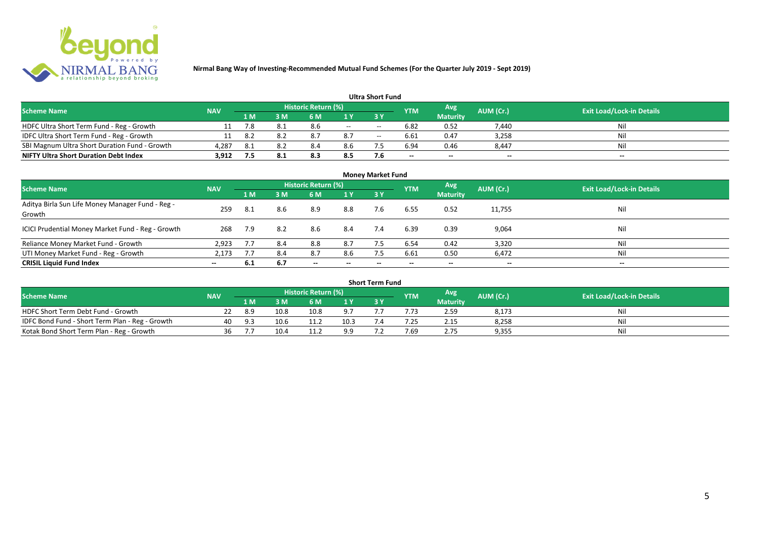**Nirmal Bang Way of Investing-Recommended Mutual Fund Schemes (For the Quarter July 2019 - Sept 2019)**

## Ultra Short Fund

| Scheme Name | NAV | Historic Return (%) | | | | | YTM | Avg Maturity | AUM (Cr.) | Exit Load/Lock-in Details |
|---|---|---|---|---|---|---|---|---|---|---|
| | | 1 M | 3 M | 6 M | 1 Y | 3 Y | | | | |
| HDFC Ultra Short Term Fund - Reg - Growth | 11 | 7.8 | 8.1 | 8.6 | -- | -- | 6.82 | 0.52 | 7,440 | Nil |
| IDFC Ultra Short Term Fund - Reg - Growth | 11 | 8.2 | 8.2 | 8.7 | 8.7 | -- | 6.61 | 0.47 | 3,258 | Nil |
| SBI Magnum Ultra Short Duration Fund - Growth | 4,287 | 8.1 | 8.2 | 8.4 | 8.6 | 7.5 | 6.94 | 0.46 | 8,447 | Nil |
| **NIFTY Ultra Short Duration Debt Index** | **3,912** | **7.5** | **8.1** | **8.3** | **8.5** | **7.6** | -- | -- | -- | -- |

## Money Market Fund

| Scheme Name | NAV | Historic Return (%) | | | | | YTM | Avg Maturity | AUM (Cr.) | Exit Load/Lock-in Details |
|---|---|---|---|---|---|---|---|---|---|---|
| | | 1 M | 3 M | 6 M | 1 Y | 3 Y | | | | |
| Aditya Birla Sun Life Money Manager Fund - Reg - Growth | 259 | 8.1 | 8.6 | 8.9 | 8.8 | 7.6 | 6.55 | 0.52 | 11,755 | Nil |
| ICICI Prudential Money Market Fund - Reg - Growth | 268 | 7.9 | 8.2 | 8.6 | 8.4 | 7.4 | 6.39 | 0.39 | 9,064 | Nil |
| Reliance Money Market Fund - Growth | 2,923 | 7.7 | 8.4 | 8.8 | 8.7 | 7.5 | 6.54 | 0.42 | 3,320 | Nil |
| UTI Money Market Fund - Reg - Growth | 2,173 | 7.7 | 8.4 | 8.7 | 8.6 | 7.5 | 6.61 | 0.50 | 6,472 | Nil |
| **CRISIL Liquid Fund Index** | -- | **6.1** | **6.7** | -- | -- | -- | -- | -- | -- | -- |

## Short Term Fund

| Scheme Name | NAV | Historic Return (%) | | | | | YTM | Avg Maturity | AUM (Cr.) | Exit Load/Lock-in Details |
|---|---|---|---|---|---|---|---|---|---|---|
| | | 1 M | 3 M | 6 M | 1 Y | 3 Y | | | | |
| HDFC Short Term Debt Fund - Growth | 22 | 8.9 | 10.8 | 10.8 | 9.7 | 7.7 | 7.73 | 2.59 | 8,173 | Nil |
| IDFC Bond Fund - Short Term Plan - Reg - Growth | 40 | 9.3 | 10.6 | 11.2 | 10.3 | 7.4 | 7.25 | 2.15 | 8,258 | Nil |
| Kotak Bond Short Term Plan - Reg - Growth | 36 | 7.7 | 10.4 | 11.2 | 9.9 | 7.2 | 7.69 | 2.75 | 9,355 | Nil |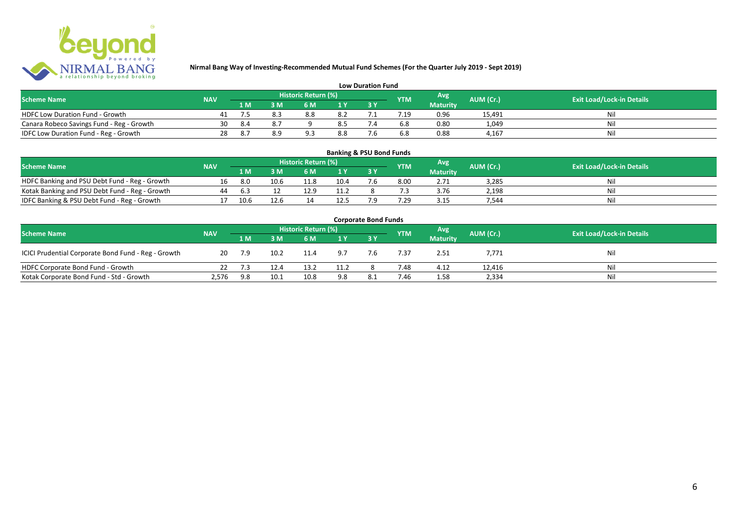**Nirmal Bang Way of Investing-Recommended Mutual Fund Schemes (For the Quarter July 2019 - Sept 2019)**

### Low Duration Fund

| Scheme Name | NAV | Historic Return (%) | | | | | YTM | Avg Maturity | AUM (Cr.) | Exit Load/Lock-in Details |
|---|---|---|---|---|---|---|---|---|---|---|
| | | 1 M | 3 M | 6 M | 1 Y | 3 Y | | | | |
| HDFC Low Duration Fund - Growth | 41 | 7.5 | 8.3 | 8.8 | 8.2 | 7.1 | 7.19 | 0.96 | 15,491 | Nil |
| Canara Robeco Savings Fund - Reg - Growth | 30 | 8.4 | 8.7 | 9 | 8.5 | 7.4 | 6.8 | 0.80 | 1,049 | Nil |
| IDFC Low Duration Fund - Reg - Growth | 28 | 8.7 | 8.9 | 9.3 | 8.8 | 7.6 | 6.8 | 0.88 | 4,167 | Nil |

### Banking & PSU Bond Funds

| Scheme Name | NAV | Historic Return (%) | | | | | YTM | Avg Maturity | AUM (Cr.) | Exit Load/Lock-in Details |
|---|---|---|---|---|---|---|---|---|---|---|
| | | 1 M | 3 M | 6 M | 1 Y | 3 Y | | | | |
| HDFC Banking and PSU Debt Fund - Reg - Growth | 16 | 8.0 | 10.6 | 11.8 | 10.4 | 7.6 | 8.00 | 2.71 | 3,285 | Nil |
| Kotak Banking and PSU Debt Fund - Reg - Growth | 44 | 6.3 | 12 | 12.9 | 11.2 | 8 | 7.3 | 3.76 | 2,198 | Nil |
| IDFC Banking & PSU Debt Fund - Reg - Growth | 17 | 10.6 | 12.6 | 14 | 12.5 | 7.9 | 7.29 | 3.15 | 7,544 | Nil |

### Corporate Bond Funds

| Scheme Name | NAV | Historic Return (%) | | | | | YTM | Avg Maturity | AUM (Cr.) | Exit Load/Lock-in Details |
|---|---|---|---|---|---|---|---|---|---|---|
| | | 1 M | 3 M | 6 M | 1 Y | 3 Y | | | | |
| ICICI Prudential Corporate Bond Fund - Reg - Growth | 20 | 7.9 | 10.2 | 11.4 | 9.7 | 7.6 | 7.37 | 2.51 | 7,771 | Nil |
| HDFC Corporate Bond Fund - Growth | 22 | 7.3 | 12.4 | 13.2 | 11.2 | 8 | 7.48 | 4.12 | 12,416 | Nil |
| Kotak Corporate Bond Fund - Std - Growth | 2,576 | 9.8 | 10.1 | 10.8 | 9.8 | 8.1 | 7.46 | 1.58 | 2,334 | Nil |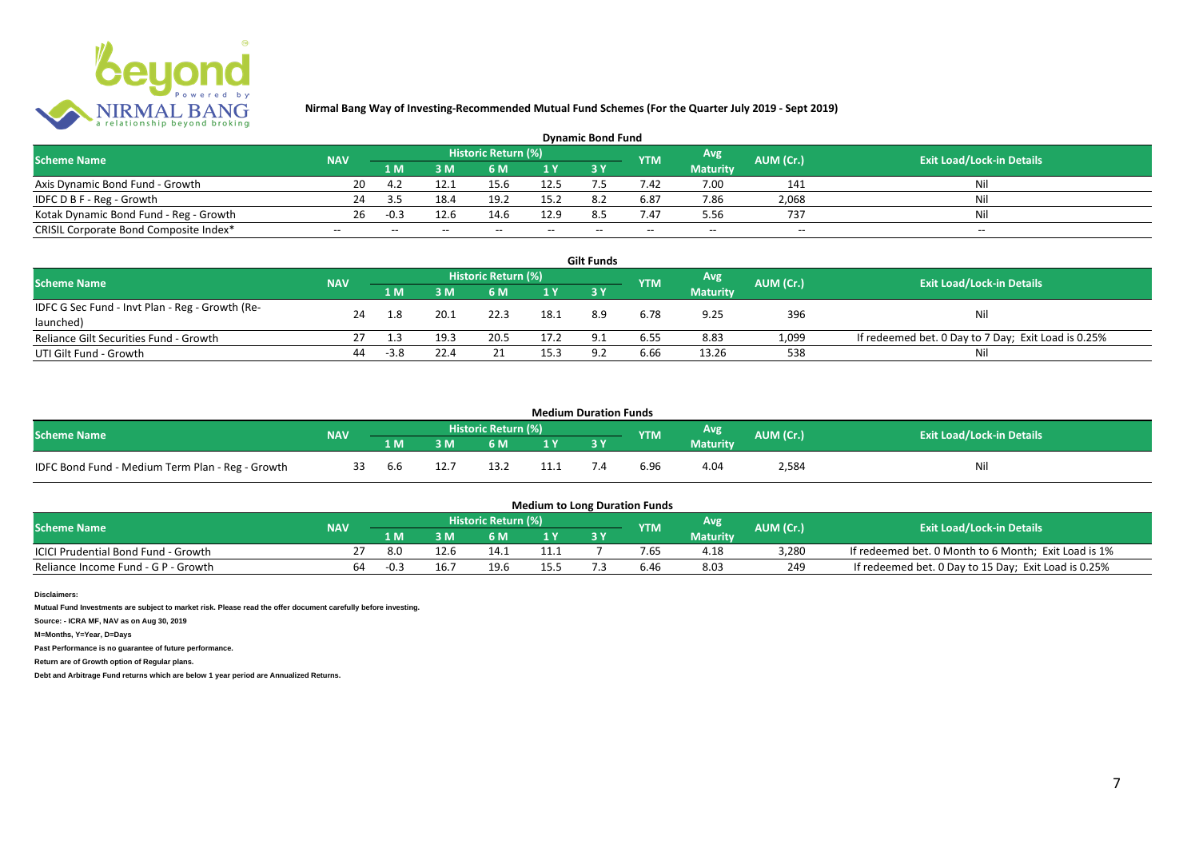**Nirmal Bang Way of Investing-Recommended Mutual Fund Schemes (For the Quarter July 2019 - Sept 2019)**

**Dynamic Bond Fund**

| Scheme Name | NAV | Historic Return (%) | | | | | YTM | Avg Maturity | AUM (Cr.) | Exit Load/Lock-in Details |
|---|---|---|---|---|---|---|---|---|---|---|
| | | 1 M | 3 M | 6 M | 1 Y | 3 Y | | | | |
| Axis Dynamic Bond Fund - Growth | 20 | 4.2 | 12.1 | 15.6 | 12.5 | 7.5 | 7.42 | 7.00 | 141 | Nil |
| IDFC D B F - Reg - Growth | 24 | 3.5 | 18.4 | 19.2 | 15.2 | 8.2 | 6.87 | 7.86 | 2,068 | Nil |
| Kotak Dynamic Bond Fund - Reg - Growth | 26 | -0.3 | 12.6 | 14.6 | 12.9 | 8.5 | 7.47 | 5.56 | 737 | Nil |
| CRISIL Corporate Bond Composite Index* | -- | -- | -- | -- | -- | -- | -- | -- | -- | -- |

**Gilt Funds**

| Scheme Name | NAV | Historic Return (%) | | | | | YTM | Avg Maturity | AUM (Cr.) | Exit Load/Lock-in Details |
|---|---|---|---|---|---|---|---|---|---|---|
| | | 1 M | 3 M | 6 M | 1 Y | 3 Y | | | | |
| IDFC G Sec Fund - Invt Plan - Reg - Growth (Re-launched) | 24 | 1.8 | 20.1 | 22.3 | 18.1 | 8.9 | 6.78 | 9.25 | 396 | Nil |
| Reliance Gilt Securities Fund - Growth | 27 | 1.3 | 19.3 | 20.5 | 17.2 | 9.1 | 6.55 | 8.83 | 1,099 | If redeemed bet. 0 Day to 7 Day; Exit Load is 0.25% |
| UTI Gilt Fund - Growth | 44 | -3.8 | 22.4 | 21 | 15.3 | 9.2 | 6.66 | 13.26 | 538 | Nil |

**Medium Duration Funds**

| Scheme Name | NAV | Historic Return (%) | | | | | YTM | Avg Maturity | AUM (Cr.) | Exit Load/Lock-in Details |
|---|---|---|---|---|---|---|---|---|---|---|
| | | 1 M | 3 M | 6 M | 1 Y | 3 Y | | | | |
| IDFC Bond Fund - Medium Term Plan - Reg - Growth | 33 | 6.6 | 12.7 | 13.2 | 11.1 | 7.4 | 6.96 | 4.04 | 2,584 | Nil |

**Medium to Long Duration Funds**

| Scheme Name | NAV | Historic Return (%) | | | | | YTM | Avg Maturity | AUM (Cr.) | Exit Load/Lock-in Details |
|---|---|---|---|---|---|---|---|---|---|---|
| | | 1 M | 3 M | 6 M | 1 Y | 3 Y | | | | |
| ICICI Prudential Bond Fund - Growth | 27 | 8.0 | 12.6 | 14.1 | 11.1 | 7 | 7.65 | 4.18 | 3,280 | If redeemed bet. 0 Month to 6 Month; Exit Load is 1% |
| Reliance Income Fund - G P - Growth | 64 | -0.3 | 16.7 | 19.6 | 15.5 | 7.3 | 6.46 | 8.03 | 249 | If redeemed bet. 0 Day to 15 Day; Exit Load is 0.25% |

**Disclaimers:**

**Mutual Fund Investments are subject to market risk. Please read the offer document carefully before investing.**

**Source: - ICRA MF, NAV as on Aug 30, 2019**

**M=Months, Y=Year, D=Days**

**Past Performance is no guarantee of future performance.**

**Return are of Growth option of Regular plans.**

**Debt and Arbitrage Fund returns which are below 1 year period are Annualized Returns.**